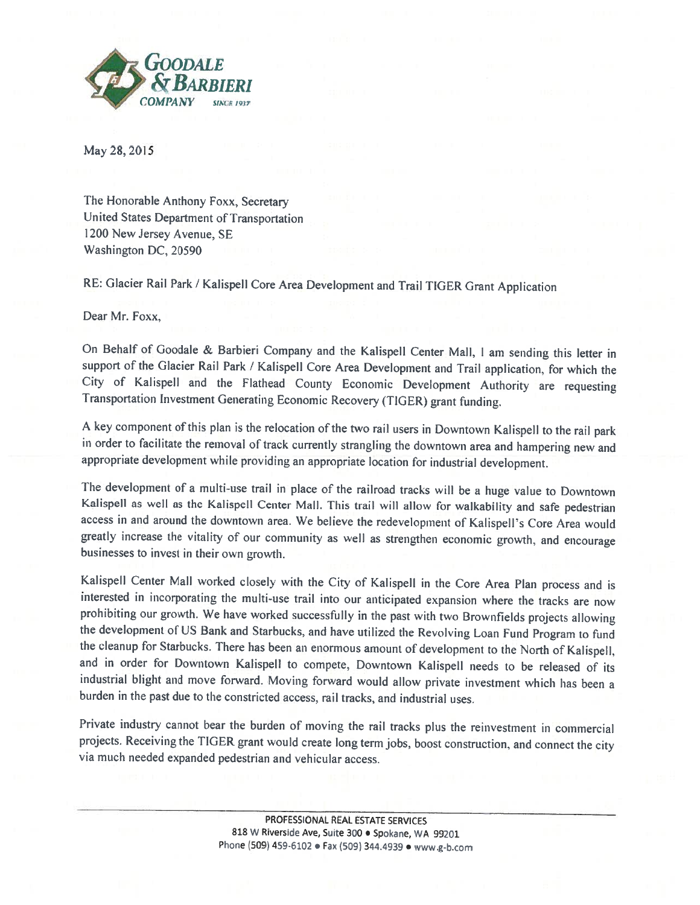GOODALE & BARBIERI COMPANY SINCE 1937

May 28, 2015

The Honorable Anthony Foxx, Secretary
United States Department of Transportation
1200 New Jersey Avenue, SE
Washington DC, 20590

RE: Glacier Rail Park / Kalispell Core Area Development and Trail TIGER Grant Application

Dear Mr. Foxx,

On Behalf of Goodale & Barbieri Company and the Kalispell Center Mall, I am sending this letter in support of the Glacier Rail Park / Kalispell Core Area Development and Trail application, for which the City of Kalispell and the Flathead County Economic Development Authority are requesting Transportation Investment Generating Economic Recovery (TIGER) grant funding.

A key component of this plan is the relocation of the two rail users in Downtown Kalispell to the rail park in order to facilitate the removal of track currently strangling the downtown area and hampering new and appropriate development while providing an appropriate location for industrial development.

The development of a multi-use trail in place of the railroad tracks will be a huge value to Downtown Kalispell as well as the Kalispell Center Mall. This trail will allow for walkability and safe pedestrian access in and around the downtown area. We believe the redevelopment of Kalispell's Core Area would greatly increase the vitality of our community as well as strengthen economic growth, and encourage businesses to invest in their own growth.

Kalispell Center Mall worked closely with the City of Kalispell in the Core Area Plan process and is interested in incorporating the multi-use trail into our anticipated expansion where the tracks are now prohibiting our growth. We have worked successfully in the past with two Brownfields projects allowing the development of US Bank and Starbucks, and have utilized the Revolving Loan Fund Program to fund the cleanup for Starbucks. There has been an enormous amount of development to the North of Kalispell, and in order for Downtown Kalispell to compete, Downtown Kalispell needs to be released of its industrial blight and move forward. Moving forward would allow private investment which has been a burden in the past due to the constricted access, rail tracks, and industrial uses.

Private industry cannot bear the burden of moving the rail tracks plus the reinvestment in commercial projects. Receiving the TIGER grant would create long term jobs, boost construction, and connect the city via much needed expanded pedestrian and vehicular access.

PROFESSIONAL REAL ESTATE SERVICES
818 W Riverside Ave, Suite 300 • Spokane, WA 99201
Phone (509) 459-6102 • Fax (509) 344.4939 • www.g-b.com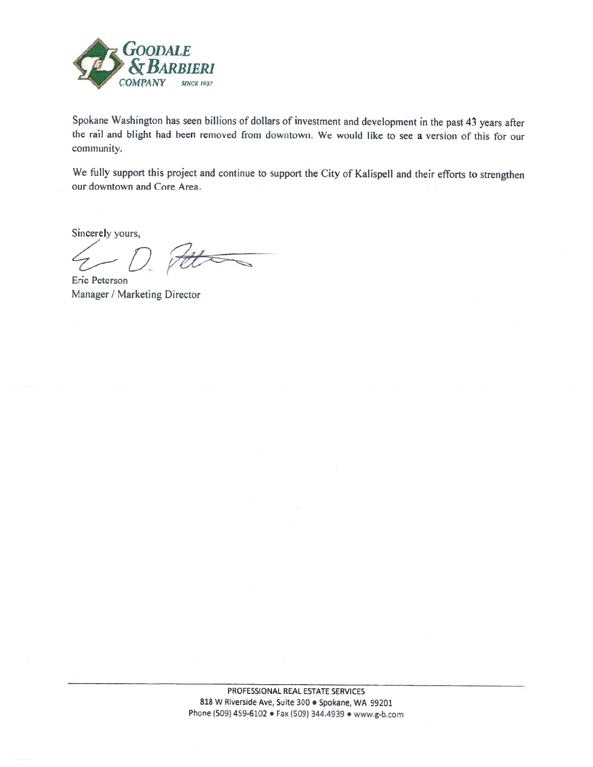**GOODALE & BARBIERI COMPANY** SINCE 1937

Spokane Washington has seen billions of dollars of investment and development in the past 43 years after the rail and blight had been removed from downtown. We would like to see a version of this for our community.

We fully support this project and continue to support the City of Kalispell and their efforts to strengthen our downtown and Core Area.

Sincerely yours,

Eric Peterson
Manager / Marketing Director

PROFESSIONAL REAL ESTATE SERVICES
818 W Riverside Ave, Suite 300 • Spokane, WA 99201
Phone (509) 459-6102 • Fax (509) 344.4939 • www.g-b.com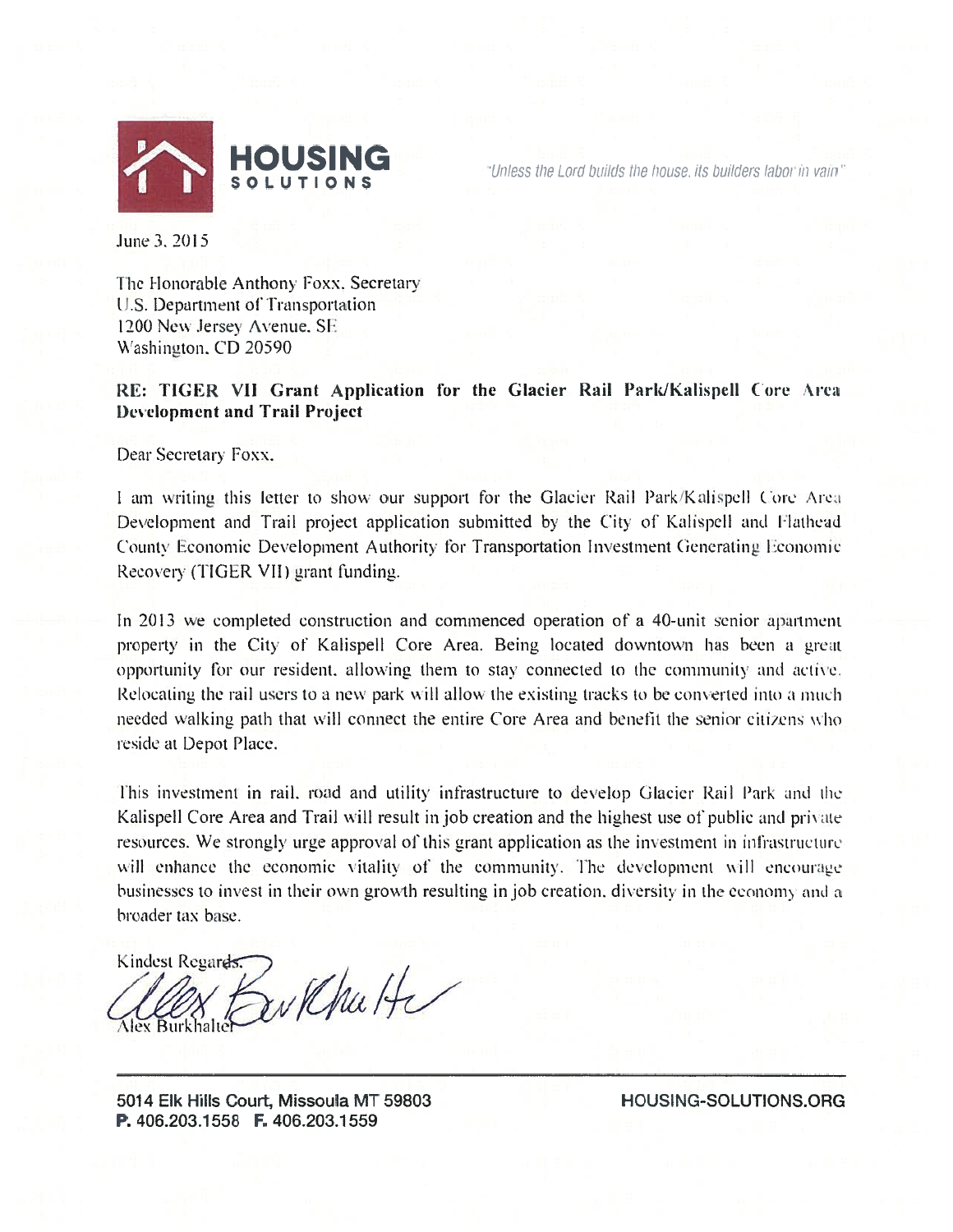**HOUSING SOLUTIONS**

*"Unless the Lord builds the house, its builders labor in vain"*

June 3, 2015

The Honorable Anthony Foxx, Secretary
U.S. Department of Transportation
1200 New Jersey Avenue, SE
Washington, CD 20590

**RE: TIGER VII Grant Application for the Glacier Rail Park/Kalispell Core Area Development and Trail Project**

Dear Secretary Foxx,

I am writing this letter to show our support for the Glacier Rail Park/Kalispell Core Area Development and Trail project application submitted by the City of Kalispell and Flathead County Economic Development Authority for Transportation Investment Generating Economic Recovery (TIGER VII) grant funding.

In 2013 we completed construction and commenced operation of a 40-unit senior apartment property in the City of Kalispell Core Area. Being located downtown has been a great opportunity for our resident, allowing them to stay connected to the community and active. Relocating the rail users to a new park will allow the existing tracks to be converted into a much needed walking path that will connect the entire Core Area and benefit the senior citizens who reside at Depot Place.

This investment in rail, road and utility infrastructure to develop Glacier Rail Park and the Kalispell Core Area and Trail will result in job creation and the highest use of public and private resources. We strongly urge approval of this grant application as the investment in infrastructure will enhance the economic vitality of the community. The development will encourage businesses to invest in their own growth resulting in job creation, diversity in the economy and a broader tax base.

Kindest Regards,

Alex Burkhalter

5014 Elk Hills Court, Missoula MT 59803
**P.** 406.203.1558 **F.** 406.203.1559

HOUSING-SOLUTIONS.ORG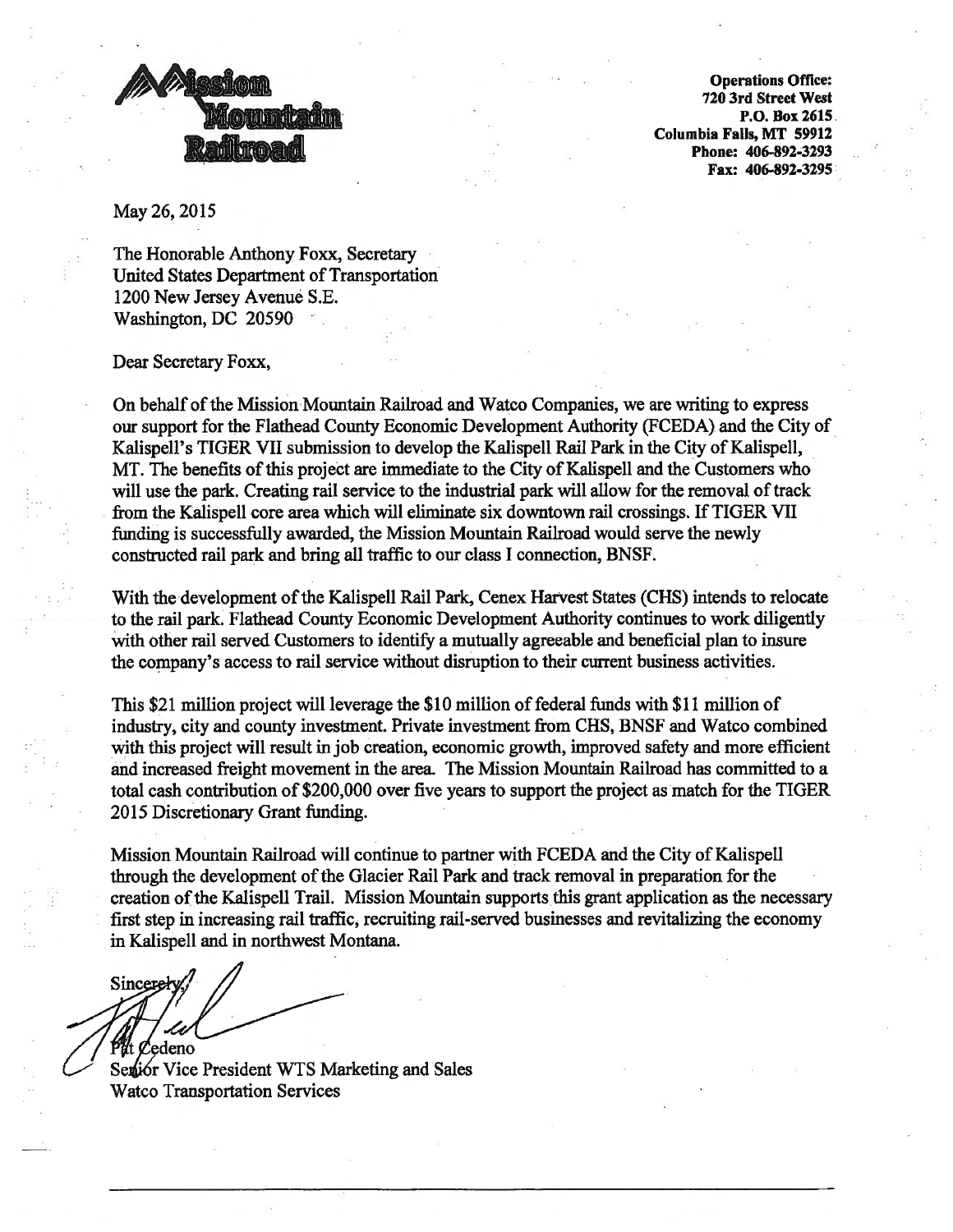**Mission Mountain Railroad**

**Operations Office:**
**720 3rd Street West**
**P.O. Box 2615**
**Columbia Falls, MT 59912**
**Phone: 406-892-3293**
**Fax: 406-892-3295**

May 26, 2015

The Honorable Anthony Foxx, Secretary
United States Department of Transportation
1200 New Jersey Avenue S.E.
Washington, DC 20590

Dear Secretary Foxx,

On behalf of the Mission Mountain Railroad and Watco Companies, we are writing to express our support for the Flathead County Economic Development Authority (FCEDA) and the City of Kalispell's TIGER VII submission to develop the Kalispell Rail Park in the City of Kalispell, MT. The benefits of this project are immediate to the City of Kalispell and the Customers who will use the park. Creating rail service to the industrial park will allow for the removal of track from the Kalispell core area which will eliminate six downtown rail crossings. If TIGER VII funding is successfully awarded, the Mission Mountain Railroad would serve the newly constructed rail park and bring all traffic to our class I connection, BNSF.

With the development of the Kalispell Rail Park, Cenex Harvest States (CHS) intends to relocate to the rail park. Flathead County Economic Development Authority continues to work diligently with other rail served Customers to identify a mutually agreeable and beneficial plan to insure the company's access to rail service without disruption to their current business activities.

This $21 million project will leverage the $10 million of federal funds with $11 million of industry, city and county investment. Private investment from CHS, BNSF and Watco combined with this project will result in job creation, economic growth, improved safety and more efficient and increased freight movement in the area. The Mission Mountain Railroad has committed to a total cash contribution of $200,000 over five years to support the project as match for the TIGER 2015 Discretionary Grant funding.

Mission Mountain Railroad will continue to partner with FCEDA and the City of Kalispell through the development of the Glacier Rail Park and track removal in preparation for the creation of the Kalispell Trail. Mission Mountain supports this grant application as the necessary first step in increasing rail traffic, recruiting rail-served businesses and revitalizing the economy in Kalispell and in northwest Montana.

Sincerely,

Pat Cedeno
Senior Vice President WTS Marketing and Sales
Watco Transportation Services